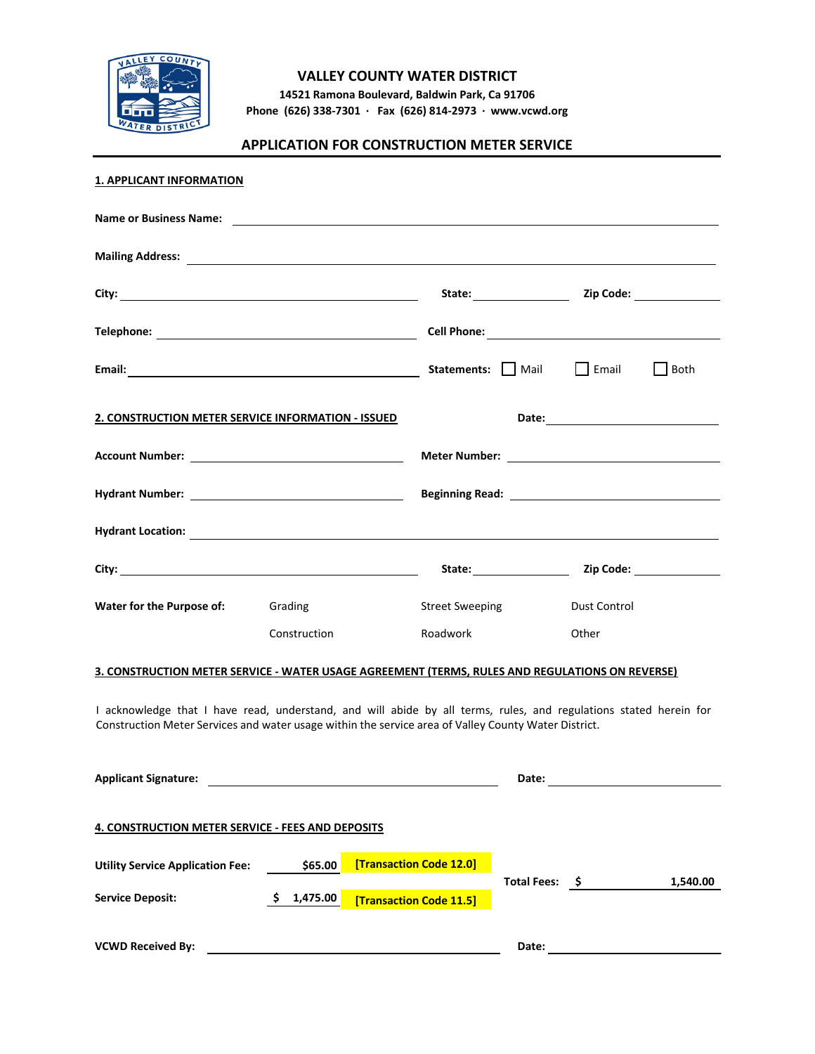# VALLEY COUNTY WATER DISTRICT

**14521 Ramona Boulevard, Baldwin Park, Ca 91706**
**Phone (626) 338-7301 · Fax (626) 814-2973 · www.vcwd.org**

## APPLICATION FOR CONSTRUCTION METER SERVICE

### 1. APPLICANT INFORMATION

**Name or Business Name:** ______________________________

**Mailing Address:** ______________________________

**City:** ____________________ **State:** __________ **Zip Code:** __________

**Telephone:** ____________________ **Cell Phone:** ____________________

**Email:** ____________________ **Statements:** ☐ Mail ☐ Email ☐ Both

### 2. CONSTRUCTION METER SERVICE INFORMATION - ISSUED

**Date:** ____________________

**Account Number:** ____________________ **Meter Number:** ____________________

**Hydrant Number:** ____________________ **Beginning Read:** ____________________

**Hydrant Location:** ______________________________

**City:** ____________________ **State:** __________ **Zip Code:** __________

**Water for the Purpose of:** Grading, Street Sweeping, Dust Control, Construction, Roadwork, Other

### 3. CONSTRUCTION METER SERVICE - WATER USAGE AGREEMENT (TERMS, RULES AND REGULATIONS ON REVERSE)

I acknowledge that I have read, understand, and will abide by all terms, rules, and regulations stated herein for Construction Meter Services and water usage within the service area of Valley County Water District.

**Applicant Signature:** ____________________ **Date:** ____________________

### 4. CONSTRUCTION METER SERVICE - FEES AND DEPOSITS

| | | | |
|---|---|---|---|
| **Utility Service Application Fee:** | $65.00 | [Transaction Code 12.0] | **Total Fees:** $ 1,540.00 |
| **Service Deposit:** | $ 1,475.00 | [Transaction Code 11.5] | |

**VCWD Received By:** ____________________ **Date:** ____________________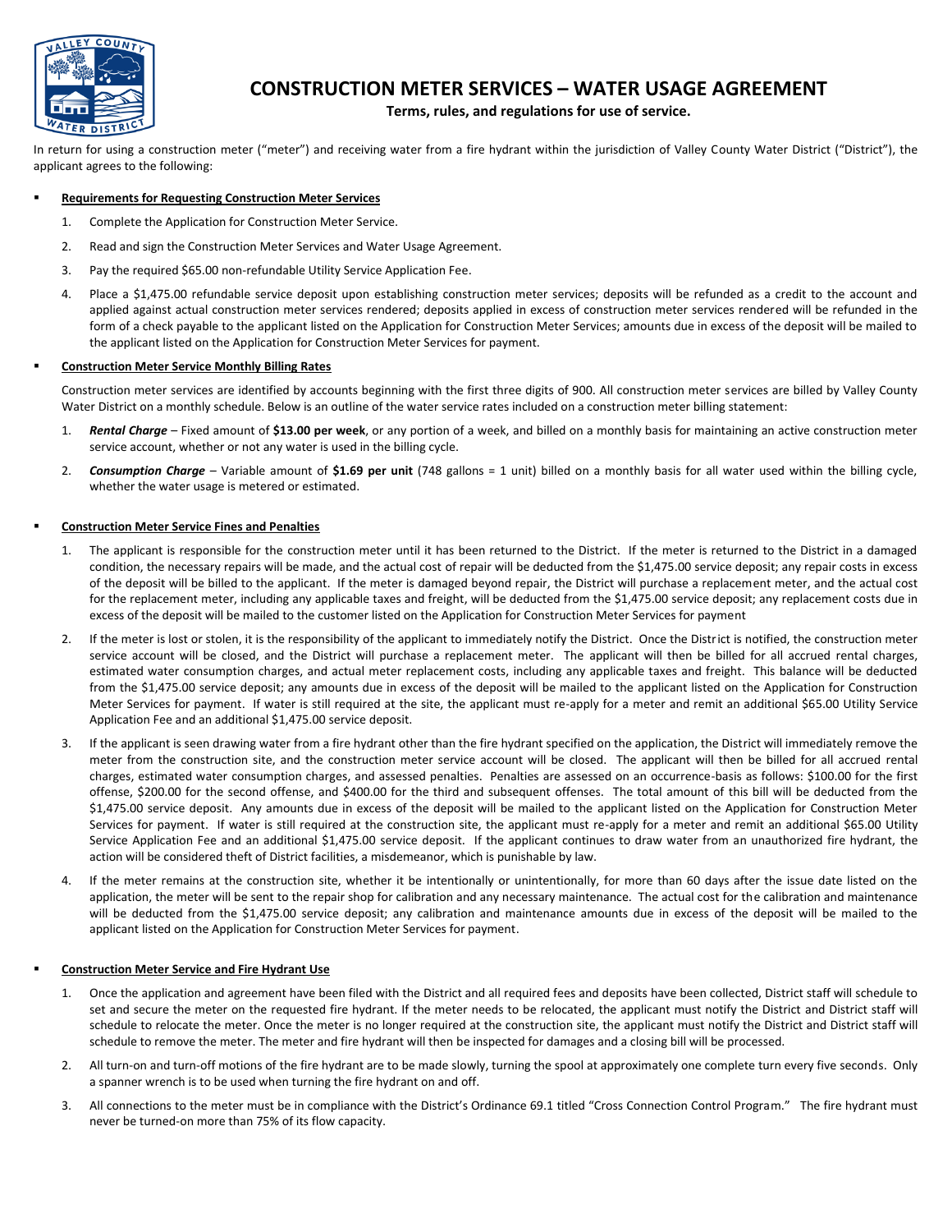# CONSTRUCTION METER SERVICES – WATER USAGE AGREEMENT

**Terms, rules, and regulations for use of service.**

In return for using a construction meter ("meter") and receiving water from a fire hydrant within the jurisdiction of Valley County Water District ("District"), the applicant agrees to the following:

- **Requirements for Requesting Construction Meter Services**

  1. Complete the Application for Construction Meter Service.
  2. Read and sign the Construction Meter Services and Water Usage Agreement.
  3. Pay the required $65.00 non-refundable Utility Service Application Fee.
  4. Place a $1,475.00 refundable service deposit upon establishing construction meter services; deposits will be refunded as a credit to the account and applied against actual construction meter services rendered; deposits applied in excess of construction meter services rendered will be refunded in the form of a check payable to the applicant listed on the Application for Construction Meter Services; amounts due in excess of the deposit will be mailed to the applicant listed on the Application for Construction Meter Services for payment.

- **Construction Meter Service Monthly Billing Rates**

  Construction meter services are identified by accounts beginning with the first three digits of 900. All construction meter services are billed by Valley County Water District on a monthly schedule. Below is an outline of the water service rates included on a construction meter billing statement:

  1. ***Rental Charge*** – Fixed amount of **$13.00 per week**, or any portion of a week, and billed on a monthly basis for maintaining an active construction meter service account, whether or not any water is used in the billing cycle.
  2. ***Consumption Charge*** – Variable amount of **$1.69 per unit** (748 gallons = 1 unit) billed on a monthly basis for all water used within the billing cycle, whether the water usage is metered or estimated.

- **Construction Meter Service Fines and Penalties**

  1. The applicant is responsible for the construction meter until it has been returned to the District. If the meter is returned to the District in a damaged condition, the necessary repairs will be made, and the actual cost of repair will be deducted from the $1,475.00 service deposit; any repair costs in excess of the deposit will be billed to the applicant. If the meter is damaged beyond repair, the District will purchase a replacement meter, and the actual cost for the replacement meter, including any applicable taxes and freight, will be deducted from the $1,475.00 service deposit; any replacement costs due in excess of the deposit will be mailed to the customer listed on the Application for Construction Meter Services for payment
  2. If the meter is lost or stolen, it is the responsibility of the applicant to immediately notify the District. Once the District is notified, the construction meter service account will be closed, and the District will purchase a replacement meter. The applicant will then be billed for all accrued rental charges, estimated water consumption charges, and actual meter replacement costs, including any applicable taxes and freight. This balance will be deducted from the $1,475.00 service deposit; any amounts due in excess of the deposit will be mailed to the applicant listed on the Application for Construction Meter Services for payment. If water is still required at the site, the applicant must re-apply for a meter and remit an additional $65.00 Utility Service Application Fee and an additional $1,475.00 service deposit.
  3. If the applicant is seen drawing water from a fire hydrant other than the fire hydrant specified on the application, the District will immediately remove the meter from the construction site, and the construction meter service account will be closed. The applicant will then be billed for all accrued rental charges, estimated water consumption charges, and assessed penalties. Penalties are assessed on an occurrence-basis as follows: $100.00 for the first offense, $200.00 for the second offense, and $400.00 for the third and subsequent offenses. The total amount of this bill will be deducted from the $1,475.00 service deposit. Any amounts due in excess of the deposit will be mailed to the applicant listed on the Application for Construction Meter Services for payment. If water is still required at the construction site, the applicant must re-apply for a meter and remit an additional $65.00 Utility Service Application Fee and an additional $1,475.00 service deposit. If the applicant continues to draw water from an unauthorized fire hydrant, the action will be considered theft of District facilities, a misdemeanor, which is punishable by law.
  4. If the meter remains at the construction site, whether it be intentionally or unintentionally, for more than 60 days after the issue date listed on the application, the meter will be sent to the repair shop for calibration and any necessary maintenance. The actual cost for the calibration and maintenance will be deducted from the $1,475.00 service deposit; any calibration and maintenance amounts due in excess of the deposit will be mailed to the applicant listed on the Application for Construction Meter Services for payment.

- **Construction Meter Service and Fire Hydrant Use**

  1. Once the application and agreement have been filed with the District and all required fees and deposits have been collected, District staff will schedule to set and secure the meter on the requested fire hydrant. If the meter needs to be relocated, the applicant must notify the District and District staff will schedule to relocate the meter. Once the meter is no longer required at the construction site, the applicant must notify the District and District staff will schedule to remove the meter. The meter and fire hydrant will then be inspected for damages and a closing bill will be processed.
  2. All turn-on and turn-off motions of the fire hydrant are to be made slowly, turning the spool at approximately one complete turn every five seconds. Only a spanner wrench is to be used when turning the fire hydrant on and off.
  3. All connections to the meter must be in compliance with the District's Ordinance 69.1 titled "Cross Connection Control Program." The fire hydrant must never be turned-on more than 75% of its flow capacity.